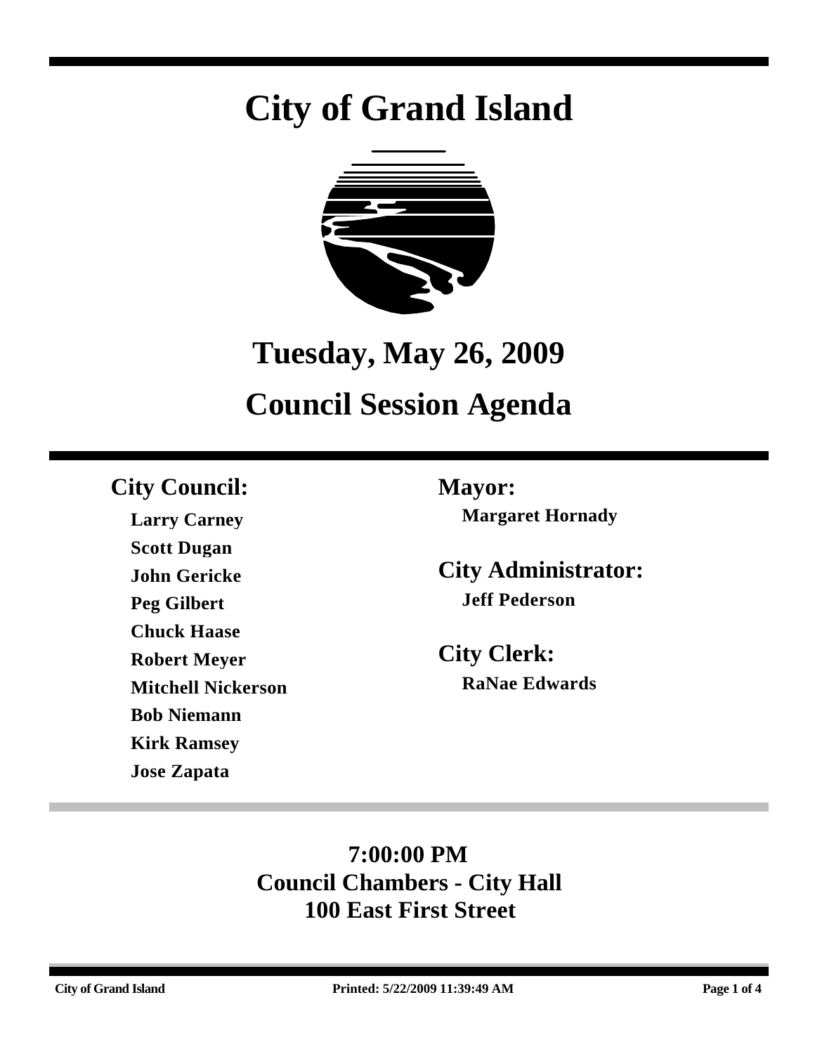# City of Grand Island

## Tuesday, May 26, 2009

## Council Session Agenda

**City Council:**

- **Larry Carney**
- **Scott Dugan**
- **John Gericke**
- **Peg Gilbert**
- **Chuck Haase**
- **Robert Meyer**
- **Mitchell Nickerson**
- **Bob Niemann**
- **Kirk Ramsey**
- **Jose Zapata**

**Mayor:**

**Margaret Hornady**

**City Administrator:**

**Jeff Pederson**

**City Clerk:**

**RaNae Edwards**

**7:00:00 PM**
**Council Chambers - City Hall**
**100 East First Street**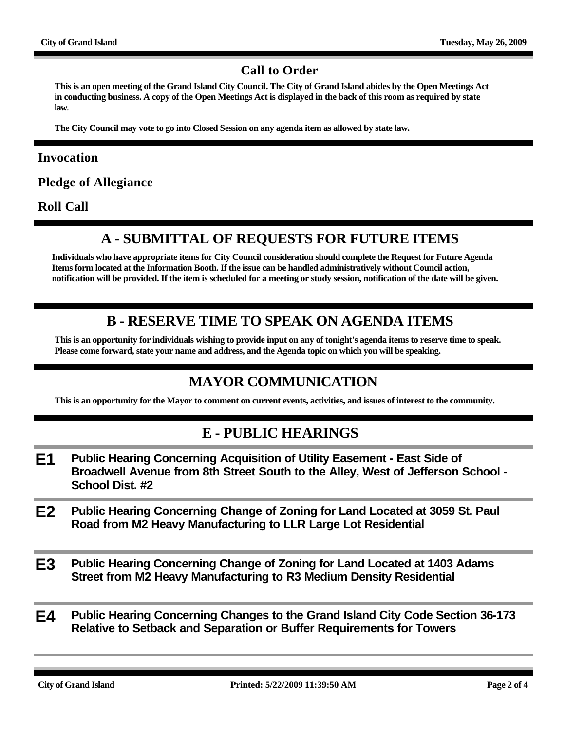## Call to Order

**This is an open meeting of the Grand Island City Council. The City of Grand Island abides by the Open Meetings Act in conducting business. A copy of the Open Meetings Act is displayed in the back of this room as required by state law.**

**The City Council may vote to go into Closed Session on any agenda item as allowed by state law.**

### Invocation

### Pledge of Allegiance

### Roll Call

## A - SUBMITTAL OF REQUESTS FOR FUTURE ITEMS

**Individuals who have appropriate items for City Council consideration should complete the Request for Future Agenda Items form located at the Information Booth. If the issue can be handled administratively without Council action, notification will be provided. If the item is scheduled for a meeting or study session, notification of the date will be given.**

## B - RESERVE TIME TO SPEAK ON AGENDA ITEMS

**This is an opportunity for individuals wishing to provide input on any of tonight's agenda items to reserve time to speak. Please come forward, state your name and address, and the Agenda topic on which you will be speaking.**

## MAYOR COMMUNICATION

**This is an opportunity for the Mayor to comment on current events, activities, and issues of interest to the community.**

## E - PUBLIC HEARINGS

**E1** **Public Hearing Concerning Acquisition of Utility Easement - East Side of Broadwell Avenue from 8th Street South to the Alley, West of Jefferson School - School Dist. #2**

**E2** **Public Hearing Concerning Change of Zoning for Land Located at 3059 St. Paul Road from M2 Heavy Manufacturing to LLR Large Lot Residential**

**E3** **Public Hearing Concerning Change of Zoning for Land Located at 1403 Adams Street from M2 Heavy Manufacturing to R3 Medium Density Residential**

**E4** **Public Hearing Concerning Changes to the Grand Island City Code Section 36-173 Relative to Setback and Separation or Buffer Requirements for Towers**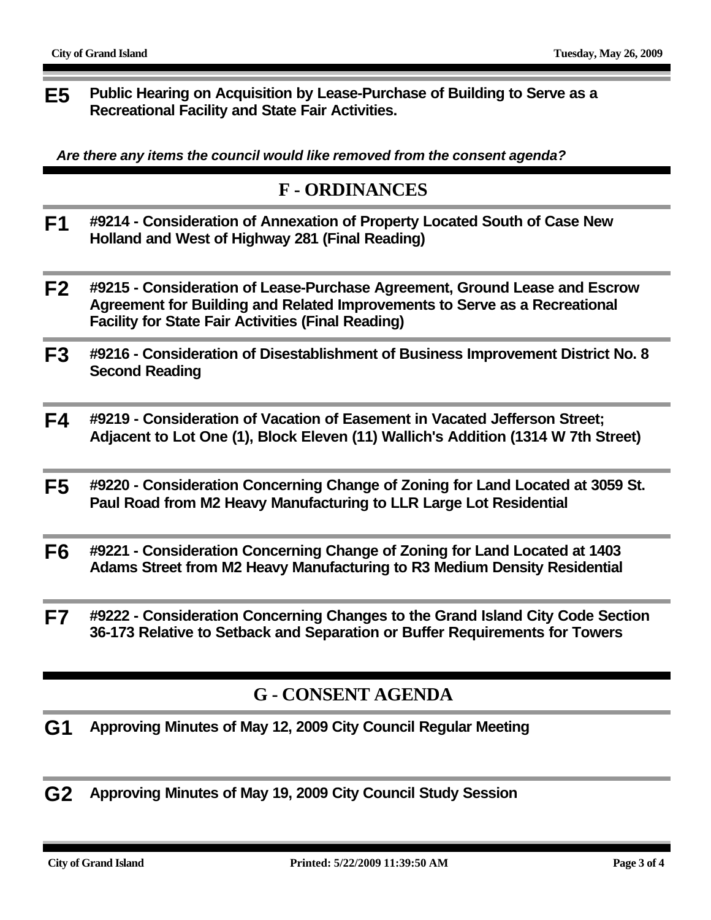**E5** **Public Hearing on Acquisition by Lease-Purchase of Building to Serve as a Recreational Facility and State Fair Activities.**

***Are there any items the council would like removed from the consent agenda?***

## F - ORDINANCES

**F1** **#9214 - Consideration of Annexation of Property Located South of Case New Holland and West of Highway 281 (Final Reading)**

**F2** **#9215 - Consideration of Lease-Purchase Agreement, Ground Lease and Escrow Agreement for Building and Related Improvements to Serve as a Recreational Facility for State Fair Activities (Final Reading)**

**F3** **#9216 - Consideration of Disestablishment of Business Improvement District No. 8 Second Reading**

**F4** **#9219 - Consideration of Vacation of Easement in Vacated Jefferson Street; Adjacent to Lot One (1), Block Eleven (11) Wallich's Addition (1314 W 7th Street)**

**F5** **#9220 - Consideration Concerning Change of Zoning for Land Located at 3059 St. Paul Road from M2 Heavy Manufacturing to LLR Large Lot Residential**

**F6** **#9221 - Consideration Concerning Change of Zoning for Land Located at 1403 Adams Street from M2 Heavy Manufacturing to R3 Medium Density Residential**

**F7** **#9222 - Consideration Concerning Changes to the Grand Island City Code Section 36-173 Relative to Setback and Separation or Buffer Requirements for Towers**

## G - CONSENT AGENDA

**G1** **Approving Minutes of May 12, 2009 City Council Regular Meeting**

**G2** **Approving Minutes of May 19, 2009 City Council Study Session**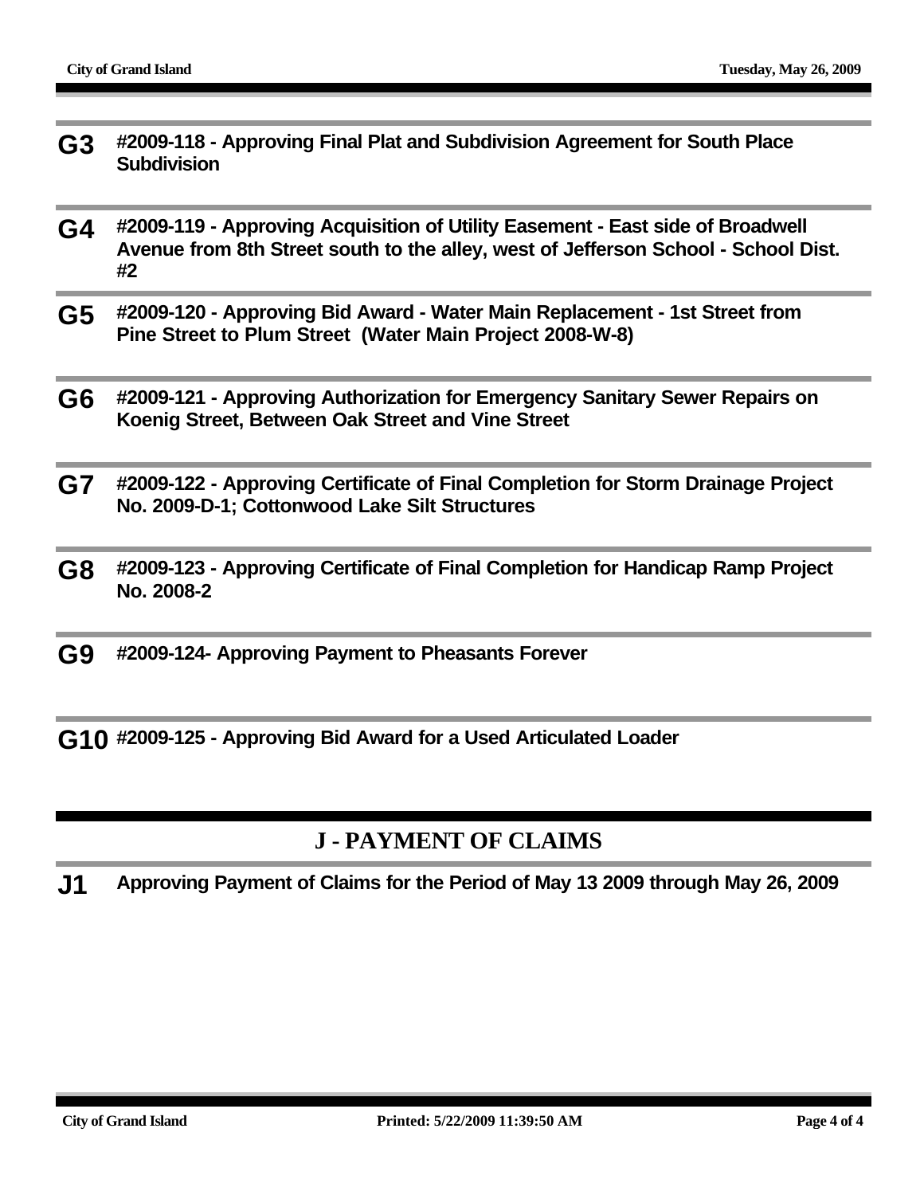**G3** **#2009-118 - Approving Final Plat and Subdivision Agreement for South Place Subdivision**

**G4** **#2009-119 - Approving Acquisition of Utility Easement - East side of Broadwell Avenue from 8th Street south to the alley, west of Jefferson School - School Dist. #2**

**G5** **#2009-120 - Approving Bid Award - Water Main Replacement - 1st Street from Pine Street to Plum Street (Water Main Project 2008-W-8)**

**G6** **#2009-121 - Approving Authorization for Emergency Sanitary Sewer Repairs on Koenig Street, Between Oak Street and Vine Street**

**G7** **#2009-122 - Approving Certificate of Final Completion for Storm Drainage Project No. 2009-D-1; Cottonwood Lake Silt Structures**

**G8** **#2009-123 - Approving Certificate of Final Completion for Handicap Ramp Project No. 2008-2**

**G9** **#2009-124- Approving Payment to Pheasants Forever**

**G10** **#2009-125 - Approving Bid Award for a Used Articulated Loader**

## J - PAYMENT OF CLAIMS

**J1** **Approving Payment of Claims for the Period of May 13 2009 through May 26, 2009**